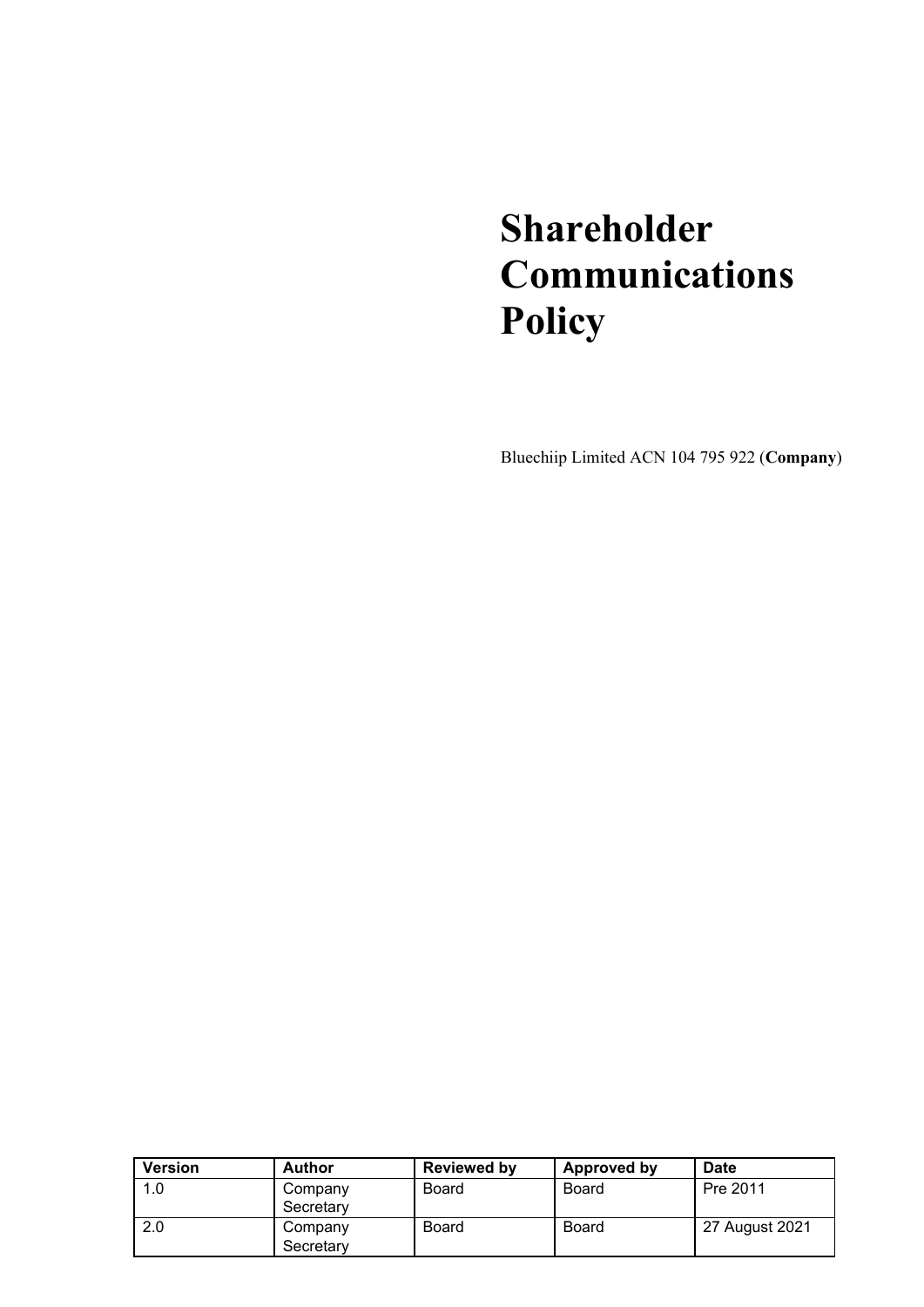# Shareholder Communications Policy

Bluechiip Limited ACN 104 795 922 (**Company**)

| Version | Author | Reviewed by | Approved by | Date |
|---|---|---|---|---|
| 1.0 | Company Secretary | Board | Board | Pre 2011 |
| 2.0 | Company Secretary | Board | Board | 27 August 2021 |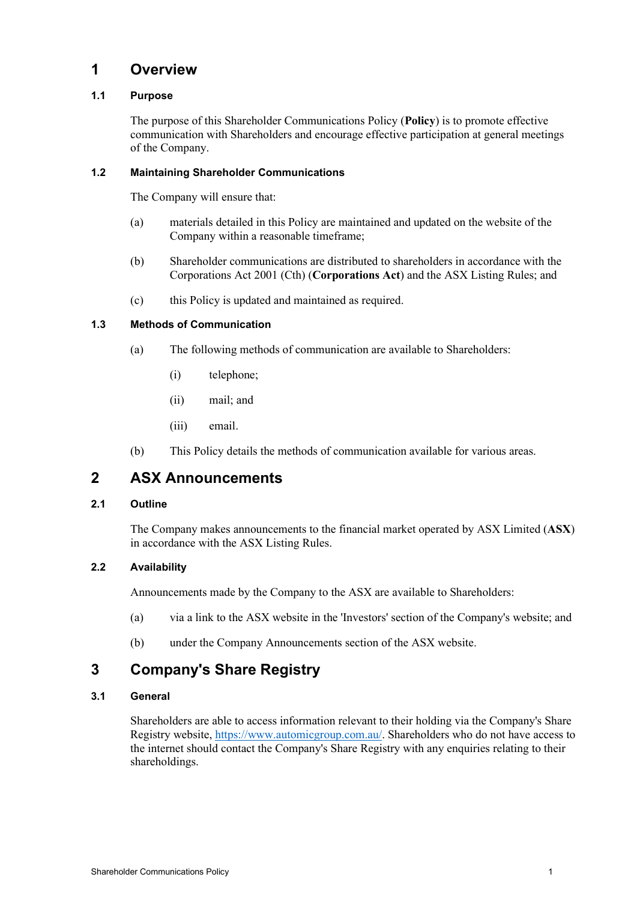# 1 Overview

## 1.1 Purpose

The purpose of this Shareholder Communications Policy (**Policy**) is to promote effective communication with Shareholders and encourage effective participation at general meetings of the Company.

## 1.2 Maintaining Shareholder Communications

The Company will ensure that:

(a) materials detailed in this Policy are maintained and updated on the website of the Company within a reasonable timeframe;

(b) Shareholder communications are distributed to shareholders in accordance with the Corporations Act 2001 (Cth) (**Corporations Act**) and the ASX Listing Rules; and

(c) this Policy is updated and maintained as required.

## 1.3 Methods of Communication

(a) The following methods of communication are available to Shareholders:

- (i) telephone;
- (ii) mail; and
- (iii) email.

(b) This Policy details the methods of communication available for various areas.

# 2 ASX Announcements

## 2.1 Outline

The Company makes announcements to the financial market operated by ASX Limited (**ASX**) in accordance with the ASX Listing Rules.

## 2.2 Availability

Announcements made by the Company to the ASX are available to Shareholders:

(a) via a link to the ASX website in the 'Investors' section of the Company's website; and

(b) under the Company Announcements section of the ASX website.

# 3 Company's Share Registry

## 3.1 General

Shareholders are able to access information relevant to their holding via the Company's Share Registry website, https://www.automicgroup.com.au/. Shareholders who do not have access to the internet should contact the Company's Share Registry with any enquiries relating to their shareholdings.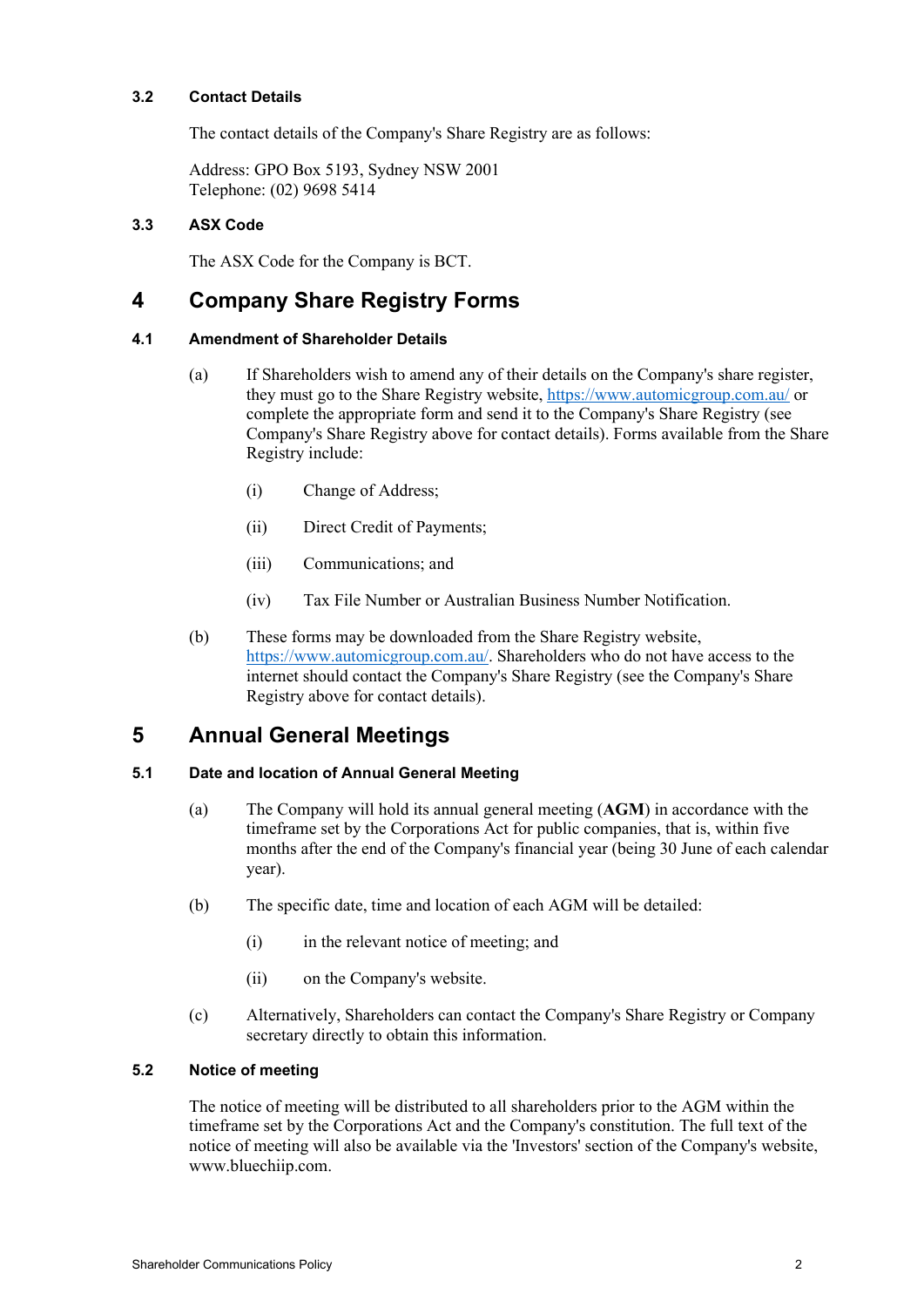### 3.2 Contact Details

The contact details of the Company's Share Registry are as follows:

Address: GPO Box 5193, Sydney NSW 2001
Telephone: (02) 9698 5414

### 3.3 ASX Code

The ASX Code for the Company is BCT.

## 4 Company Share Registry Forms

### 4.1 Amendment of Shareholder Details

(a) If Shareholders wish to amend any of their details on the Company's share register, they must go to the Share Registry website, https://www.automicgroup.com.au/ or complete the appropriate form and send it to the Company's Share Registry (see Company's Share Registry above for contact details). Forms available from the Share Registry include:

(i) Change of Address;

(ii) Direct Credit of Payments;

(iii) Communications; and

(iv) Tax File Number or Australian Business Number Notification.

(b) These forms may be downloaded from the Share Registry website, https://www.automicgroup.com.au/. Shareholders who do not have access to the internet should contact the Company's Share Registry (see the Company's Share Registry above for contact details).

## 5 Annual General Meetings

### 5.1 Date and location of Annual General Meeting

(a) The Company will hold its annual general meeting (**AGM**) in accordance with the timeframe set by the Corporations Act for public companies, that is, within five months after the end of the Company's financial year (being 30 June of each calendar year).

(b) The specific date, time and location of each AGM will be detailed:

(i) in the relevant notice of meeting; and

(ii) on the Company's website.

(c) Alternatively, Shareholders can contact the Company's Share Registry or Company secretary directly to obtain this information.

### 5.2 Notice of meeting

The notice of meeting will be distributed to all shareholders prior to the AGM within the timeframe set by the Corporations Act and the Company's constitution. The full text of the notice of meeting will also be available via the 'Investors' section of the Company's website, www.bluechiip.com.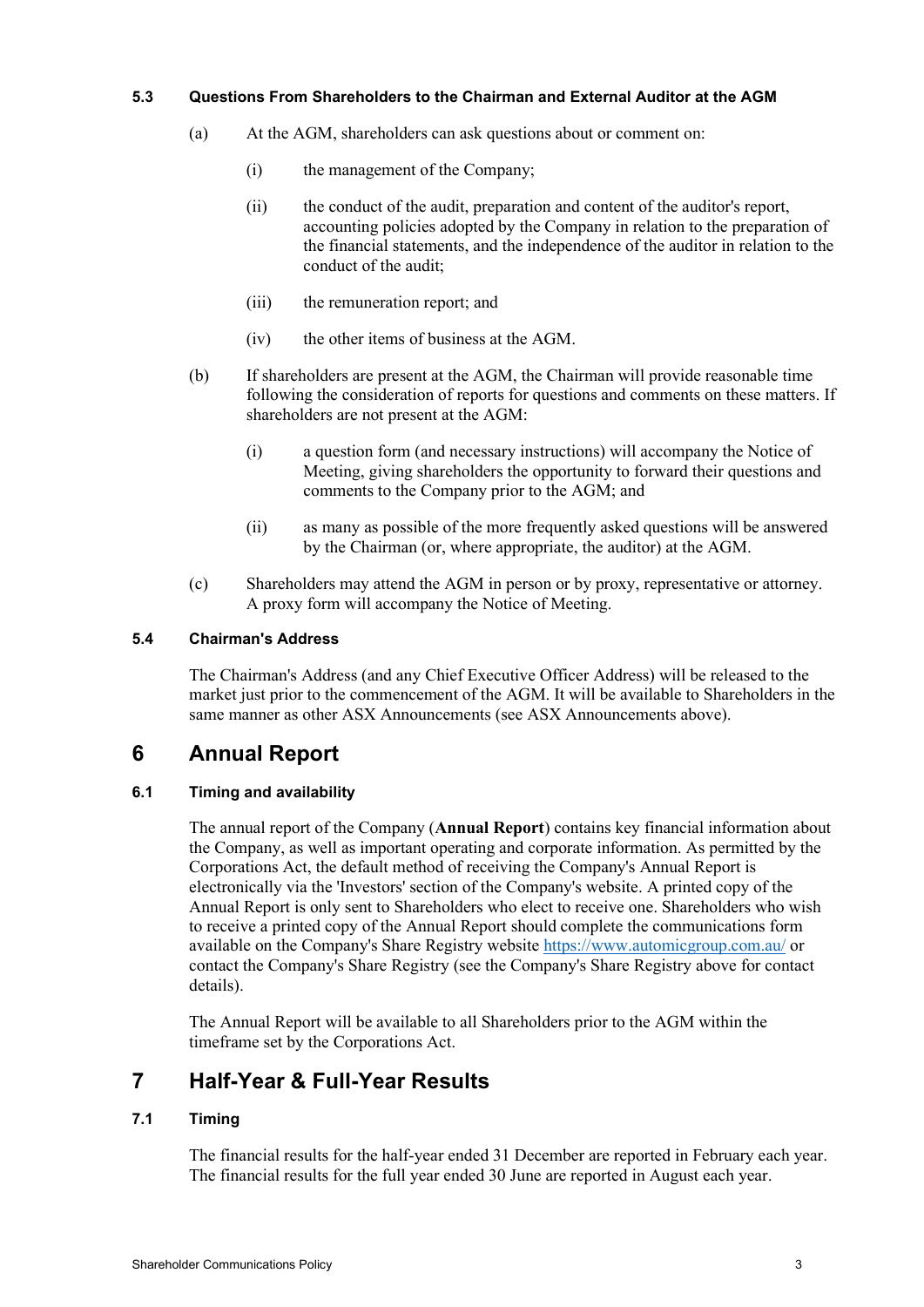### 5.3 Questions From Shareholders to the Chairman and External Auditor at the AGM

(a) At the AGM, shareholders can ask questions about or comment on:

(i) the management of the Company;

(ii) the conduct of the audit, preparation and content of the auditor's report, accounting policies adopted by the Company in relation to the preparation of the financial statements, and the independence of the auditor in relation to the conduct of the audit;

(iii) the remuneration report; and

(iv) the other items of business at the AGM.

(b) If shareholders are present at the AGM, the Chairman will provide reasonable time following the consideration of reports for questions and comments on these matters. If shareholders are not present at the AGM:

(i) a question form (and necessary instructions) will accompany the Notice of Meeting, giving shareholders the opportunity to forward their questions and comments to the Company prior to the AGM; and

(ii) as many as possible of the more frequently asked questions will be answered by the Chairman (or, where appropriate, the auditor) at the AGM.

(c) Shareholders may attend the AGM in person or by proxy, representative or attorney. A proxy form will accompany the Notice of Meeting.

### 5.4 Chairman's Address

The Chairman's Address (and any Chief Executive Officer Address) will be released to the market just prior to the commencement of the AGM. It will be available to Shareholders in the same manner as other ASX Announcements (see ASX Announcements above).

## 6 Annual Report

### 6.1 Timing and availability

The annual report of the Company (**Annual Report**) contains key financial information about the Company, as well as important operating and corporate information. As permitted by the Corporations Act, the default method of receiving the Company's Annual Report is electronically via the 'Investors' section of the Company's website. A printed copy of the Annual Report is only sent to Shareholders who elect to receive one. Shareholders who wish to receive a printed copy of the Annual Report should complete the communications form available on the Company's Share Registry website https://www.automicgroup.com.au/ or contact the Company's Share Registry (see the Company's Share Registry above for contact details).

The Annual Report will be available to all Shareholders prior to the AGM within the timeframe set by the Corporations Act.

## 7 Half-Year & Full-Year Results

### 7.1 Timing

The financial results for the half-year ended 31 December are reported in February each year. The financial results for the full year ended 30 June are reported in August each year.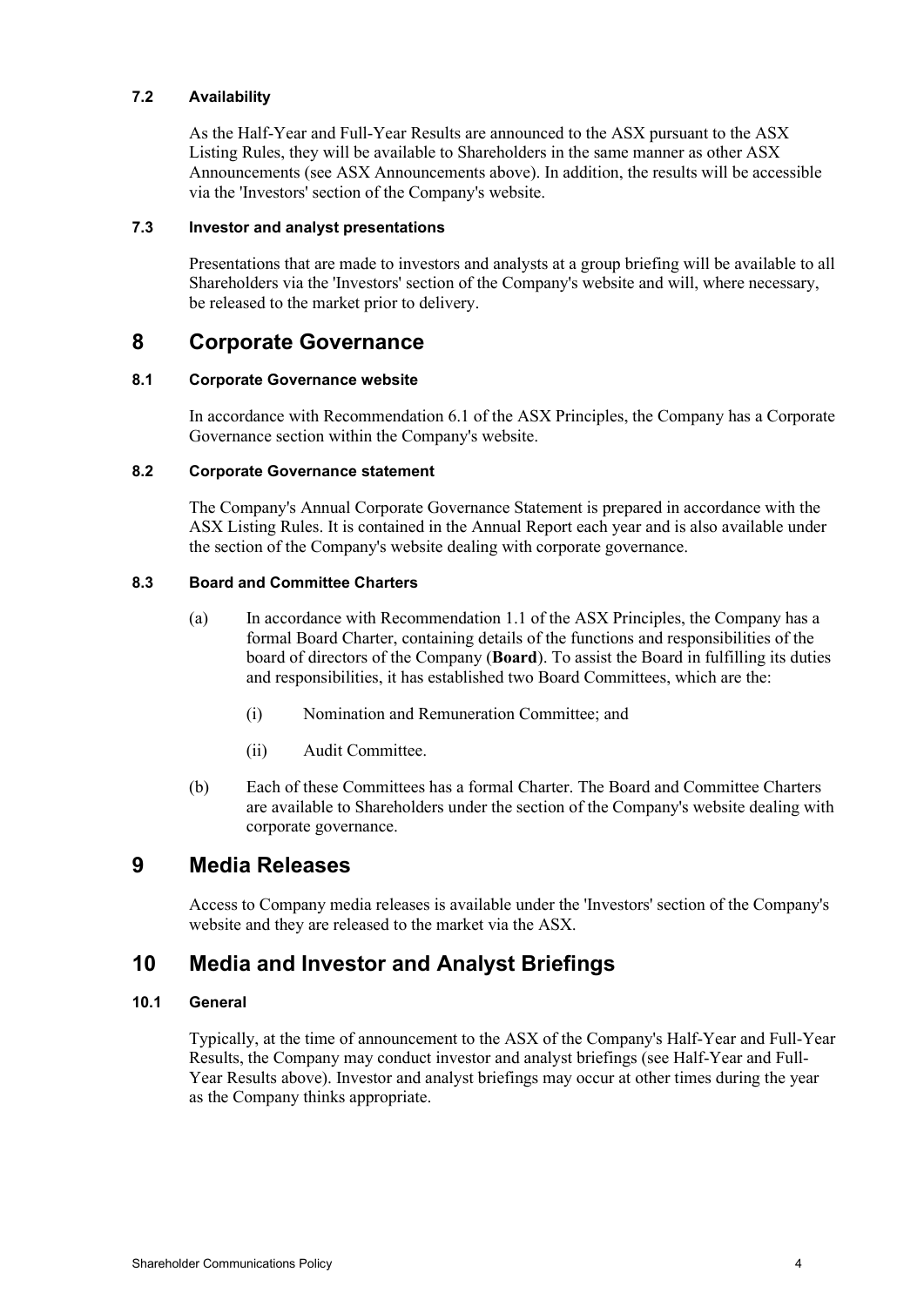### 7.2 Availability

As the Half-Year and Full-Year Results are announced to the ASX pursuant to the ASX Listing Rules, they will be available to Shareholders in the same manner as other ASX Announcements (see ASX Announcements above). In addition, the results will be accessible via the 'Investors' section of the Company's website.

### 7.3 Investor and analyst presentations

Presentations that are made to investors and analysts at a group briefing will be available to all Shareholders via the 'Investors' section of the Company's website and will, where necessary, be released to the market prior to delivery.

## 8 Corporate Governance

### 8.1 Corporate Governance website

In accordance with Recommendation 6.1 of the ASX Principles, the Company has a Corporate Governance section within the Company's website.

### 8.2 Corporate Governance statement

The Company's Annual Corporate Governance Statement is prepared in accordance with the ASX Listing Rules. It is contained in the Annual Report each year and is also available under the section of the Company's website dealing with corporate governance.

### 8.3 Board and Committee Charters

(a) In accordance with Recommendation 1.1 of the ASX Principles, the Company has a formal Board Charter, containing details of the functions and responsibilities of the board of directors of the Company (**Board**). To assist the Board in fulfilling its duties and responsibilities, it has established two Board Committees, which are the:

(i) Nomination and Remuneration Committee; and

(ii) Audit Committee.

(b) Each of these Committees has a formal Charter. The Board and Committee Charters are available to Shareholders under the section of the Company's website dealing with corporate governance.

## 9 Media Releases

Access to Company media releases is available under the 'Investors' section of the Company's website and they are released to the market via the ASX.

## 10 Media and Investor and Analyst Briefings

### 10.1 General

Typically, at the time of announcement to the ASX of the Company's Half-Year and Full-Year Results, the Company may conduct investor and analyst briefings (see Half-Year and Full-Year Results above). Investor and analyst briefings may occur at other times during the year as the Company thinks appropriate.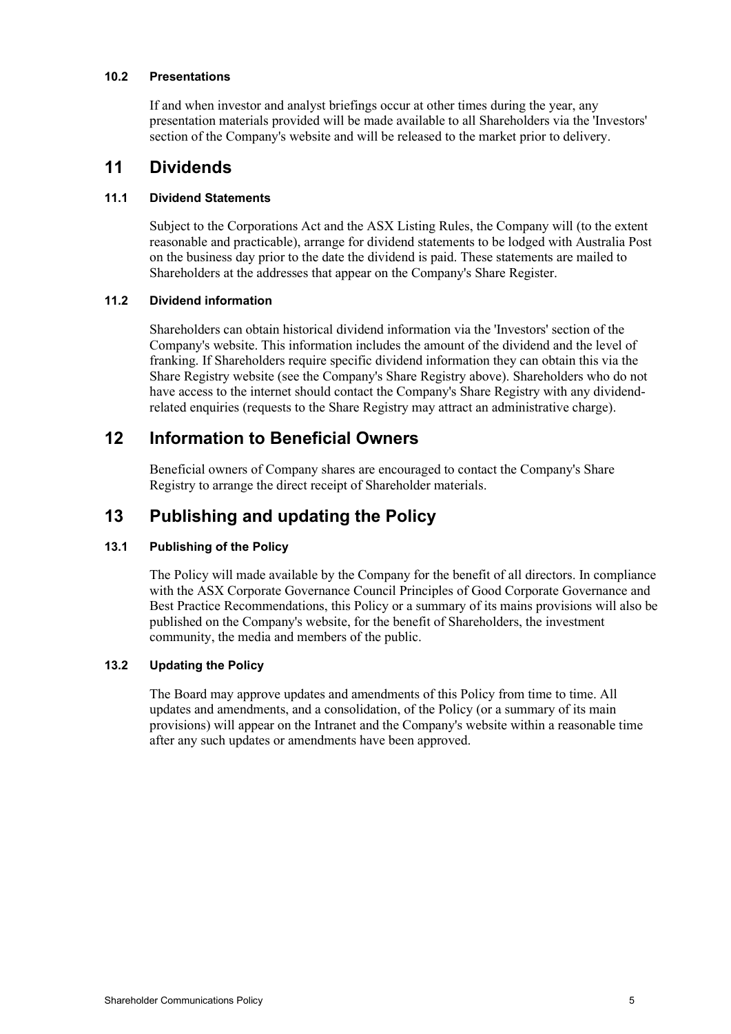### 10.2 Presentations

If and when investor and analyst briefings occur at other times during the year, any presentation materials provided will be made available to all Shareholders via the 'Investors' section of the Company's website and will be released to the market prior to delivery.

## 11 Dividends

### 11.1 Dividend Statements

Subject to the Corporations Act and the ASX Listing Rules, the Company will (to the extent reasonable and practicable), arrange for dividend statements to be lodged with Australia Post on the business day prior to the date the dividend is paid. These statements are mailed to Shareholders at the addresses that appear on the Company's Share Register.

### 11.2 Dividend information

Shareholders can obtain historical dividend information via the 'Investors' section of the Company's website. This information includes the amount of the dividend and the level of franking. If Shareholders require specific dividend information they can obtain this via the Share Registry website (see the Company's Share Registry above). Shareholders who do not have access to the internet should contact the Company's Share Registry with any dividend-related enquiries (requests to the Share Registry may attract an administrative charge).

## 12 Information to Beneficial Owners

Beneficial owners of Company shares are encouraged to contact the Company's Share Registry to arrange the direct receipt of Shareholder materials.

## 13 Publishing and updating the Policy

### 13.1 Publishing of the Policy

The Policy will made available by the Company for the benefit of all directors. In compliance with the ASX Corporate Governance Council Principles of Good Corporate Governance and Best Practice Recommendations, this Policy or a summary of its mains provisions will also be published on the Company's website, for the benefit of Shareholders, the investment community, the media and members of the public.

### 13.2 Updating the Policy

The Board may approve updates and amendments of this Policy from time to time. All updates and amendments, and a consolidation, of the Policy (or a summary of its main provisions) will appear on the Intranet and the Company's website within a reasonable time after any such updates or amendments have been approved.